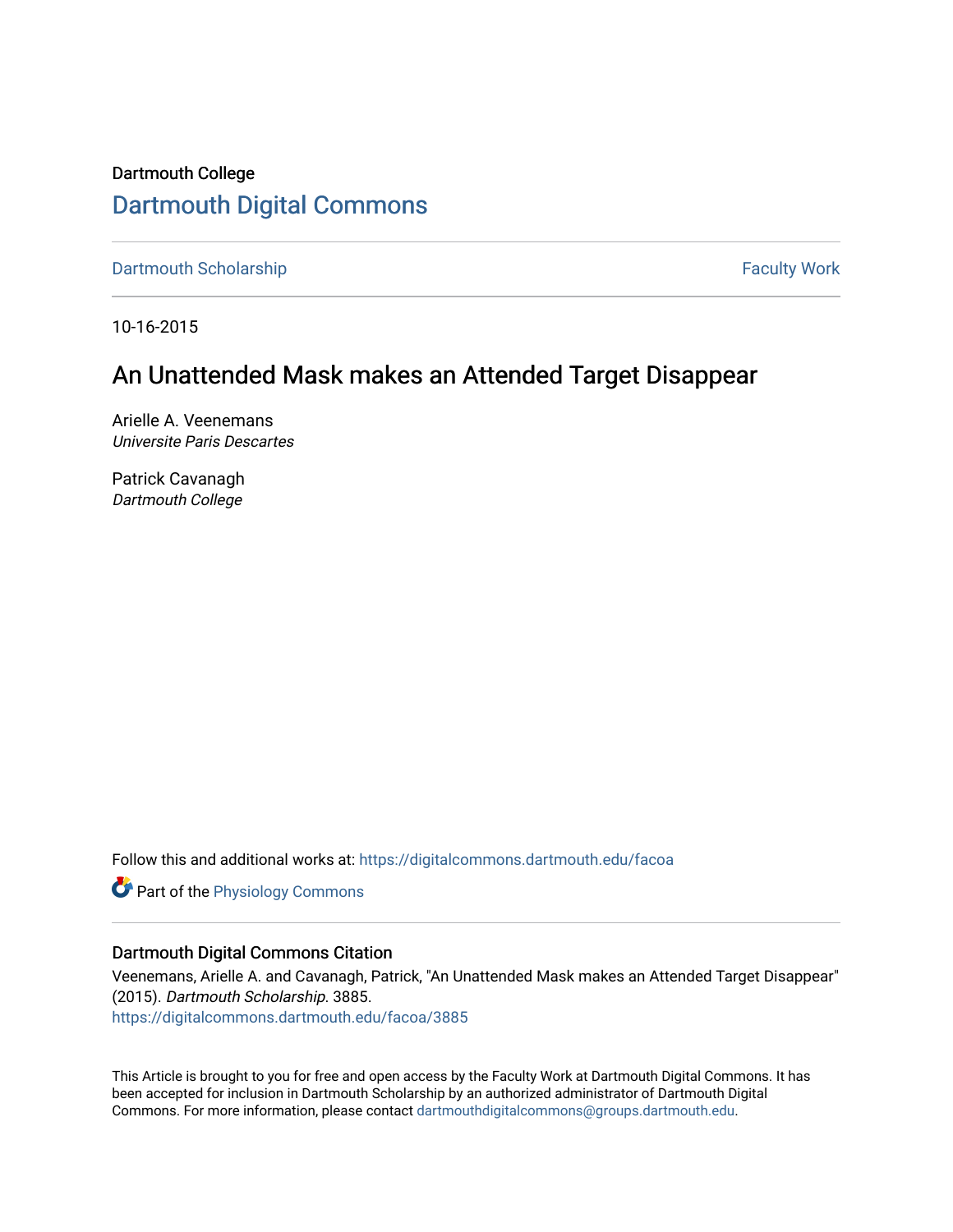Dartmouth College

# Dartmouth Digital Commons

Dartmouth Scholarship — Faculty Work

10-16-2015

## An Unattended Mask makes an Attended Target Disappear

Arielle A. Veenemans
*Universite Paris Descartes*

Patrick Cavanagh
*Dartmouth College*

Follow this and additional works at: https://digitalcommons.dartmouth.edu/facoa

Part of the Physiology Commons

### Dartmouth Digital Commons Citation

Veenemans, Arielle A. and Cavanagh, Patrick, "An Unattended Mask makes an Attended Target Disappear" (2015). *Dartmouth Scholarship*. 3885.
https://digitalcommons.dartmouth.edu/facoa/3885

This Article is brought to you for free and open access by the Faculty Work at Dartmouth Digital Commons. It has been accepted for inclusion in Dartmouth Scholarship by an authorized administrator of Dartmouth Digital Commons. For more information, please contact dartmouthdigitalcommons@groups.dartmouth.edu.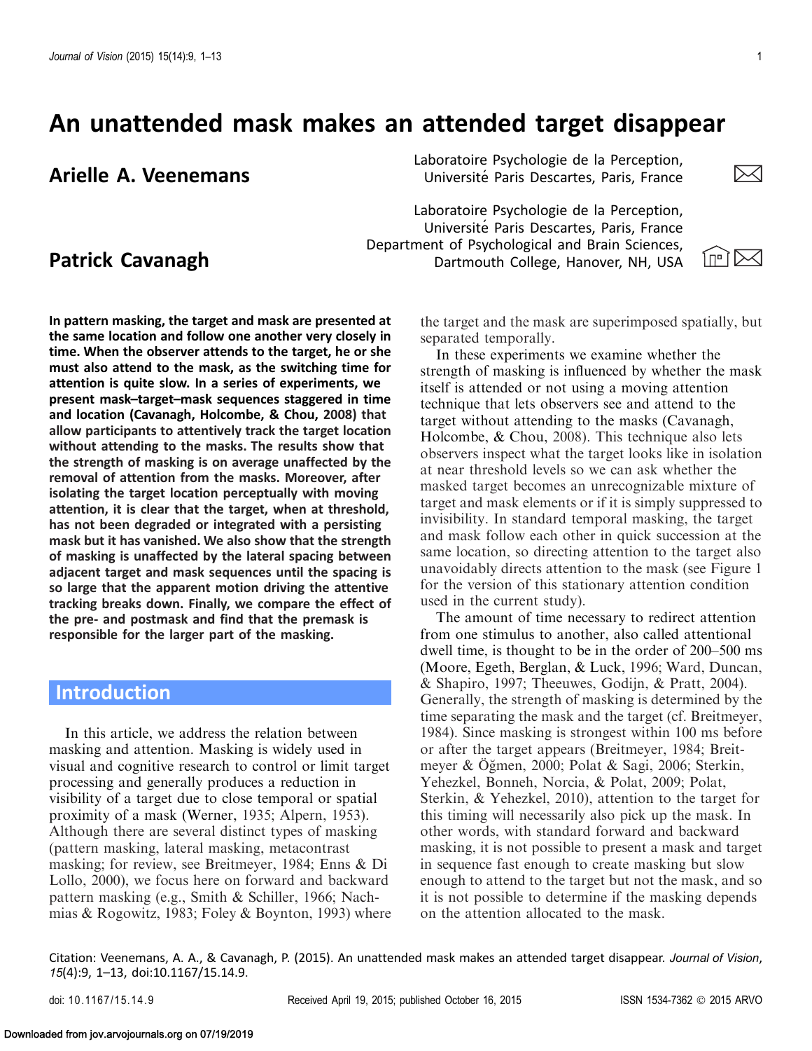# An unattended mask makes an attended target disappear

**Arielle A. Veenemans**

Laboratoire Psychologie de la Perception, Université Paris Descartes, Paris, France

**Patrick Cavanagh**

Laboratoire Psychologie de la Perception, Université Paris Descartes, Paris, France
Department of Psychological and Brain Sciences, Dartmouth College, Hanover, NH, USA

**In pattern masking, the target and mask are presented at the same location and follow one another very closely in time. When the observer attends to the target, he or she must also attend to the mask, as the switching time for attention is quite slow. In a series of experiments, we present mask–target–mask sequences staggered in time and location (Cavanagh, Holcombe, & Chou, 2008) that allow participants to attentively track the target location without attending to the masks. The results show that the strength of masking is on average unaffected by the removal of attention from the masks. Moreover, after isolating the target location perceptually with moving attention, it is clear that the target, when at threshold, has not been degraded or integrated with a persisting mask but it has vanished. We also show that the strength of masking is unaffected by the lateral spacing between adjacent target and mask sequences until the spacing is so large that the apparent motion driving the attentive tracking breaks down. Finally, we compare the effect of the pre- and postmask and find that the premask is responsible for the larger part of the masking.**

## Introduction

In this article, we address the relation between masking and attention. Masking is widely used in visual and cognitive research to control or limit target processing and generally produces a reduction in visibility of a target due to close temporal or spatial proximity of a mask (Werner, 1935; Alpern, 1953). Although there are several distinct types of masking (pattern masking, lateral masking, metacontrast masking; for review, see Breitmeyer, 1984; Enns & Di Lollo, 2000), we focus here on forward and backward pattern masking (e.g., Smith & Schiller, 1966; Nachmias & Rogowitz, 1983; Foley & Boynton, 1993) where the target and the mask are superimposed spatially, but separated temporally.

In these experiments we examine whether the strength of masking is influenced by whether the mask itself is attended or not using a moving attention technique that lets observers see and attend to the target without attending to the masks (Cavanagh, Holcombe, & Chou, 2008). This technique also lets observers inspect what the target looks like in isolation at near threshold levels so we can ask whether the masked target becomes an unrecognizable mixture of target and mask elements or if it is simply suppressed to invisibility. In standard temporal masking, the target and mask follow each other in quick succession at the same location, so directing attention to the target also unavoidably directs attention to the mask (see Figure 1 for the version of this stationary attention condition used in the current study).

The amount of time necessary to redirect attention from one stimulus to another, also called attentional dwell time, is thought to be in the order of 200–500 ms (Moore, Egeth, Berglan, & Luck, 1996; Ward, Duncan, & Shapiro, 1997; Theeuwes, Godijn, & Pratt, 2004). Generally, the strength of masking is determined by the time separating the mask and the target (cf. Breitmeyer, 1984). Since masking is strongest within 100 ms before or after the target appears (Breitmeyer, 1984; Breitmeyer & Öğmen, 2000; Polat & Sagi, 2006; Sterkin, Yehezkel, Bonneh, Norcia, & Polat, 2009; Polat, Sterkin, & Yehezkel, 2010), attention to the target for this timing will necessarily also pick up the mask. In other words, with standard forward and backward masking, it is not possible to present a mask and target in sequence fast enough to create masking but slow enough to attend to the target but not the mask, and so it is not possible to determine if the masking depends on the attention allocated to the mask.

Citation: Veenemans, A. A., & Cavanagh, P. (2015). An unattended mask makes an attended target disappear. *Journal of Vision*, *15*(4):9, 1–13, doi:10.1167/15.14.9.

doi: 10.1167/15.14.9 Received April 19, 2015; published October 16, 2015 ISSN 1534-7362 © 2015 ARVO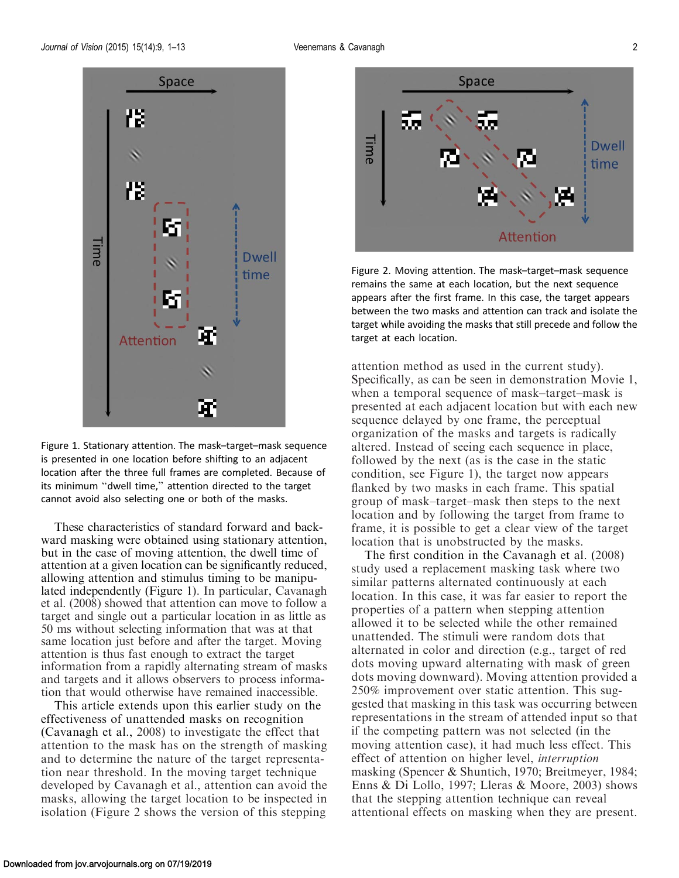Figure 1. Stationary attention. The mask–target–mask sequence is presented in one location before shifting to an adjacent location after the three full frames are completed. Because of its minimum "dwell time," attention directed to the target cannot avoid also selecting one or both of the masks.

These characteristics of standard forward and backward masking were obtained using stationary attention, but in the case of moving attention, the dwell time of attention at a given location can be significantly reduced, allowing attention and stimulus timing to be manipulated independently (Figure 1). In particular, Cavanagh et al. (2008) showed that attention can move to follow a target and single out a particular location in as little as 50 ms without selecting information that was at that same location just before and after the target. Moving attention is thus fast enough to extract the target information from a rapidly alternating stream of masks and targets and it allows observers to process information that would otherwise have remained inaccessible.

This article extends upon this earlier study on the effectiveness of unattended masks on recognition (Cavanagh et al., 2008) to investigate the effect that attention to the mask has on the strength of masking and to determine the nature of the target representation near threshold. In the moving target technique developed by Cavanagh et al., attention can avoid the masks, allowing the target location to be inspected in isolation (Figure 2 shows the version of this stepping attention method as used in the current study). Specifically, as can be seen in demonstration Movie 1, when a temporal sequence of mask–target–mask is presented at each adjacent location but with each new sequence delayed by one frame, the perceptual organization of the masks and targets is radically altered. Instead of seeing each sequence in place, followed by the next (as is the case in the static condition, see Figure 1), the target now appears flanked by two masks in each frame. This spatial group of mask–target–mask then steps to the next location and by following the target from frame to frame, it is possible to get a clear view of the target location that is unobstructed by the masks.

Figure 2. Moving attention. The mask–target–mask sequence remains the same at each location, but the next sequence appears after the first frame. In this case, the target appears between the two masks and attention can track and isolate the target while avoiding the masks that still precede and follow the target at each location.

The first condition in the Cavanagh et al. (2008) study used a replacement masking task where two similar patterns alternated continuously at each location. In this case, it was far easier to report the properties of a pattern when stepping attention allowed it to be selected while the other remained unattended. The stimuli were random dots that alternated in color and direction (e.g., target of red dots moving upward alternating with mask of green dots moving downward). Moving attention provided a 250% improvement over static attention. This suggested that masking in this task was occurring between representations in the stream of attended input so that if the competing pattern was not selected (in the moving attention case), it had much less effect. This effect of attention on higher level, *interruption* masking (Spencer & Shuntich, 1970; Breitmeyer, 1984; Enns & Di Lollo, 1997; Lleras & Moore, 2003) shows that the stepping attention technique can reveal attentional effects on masking when they are present.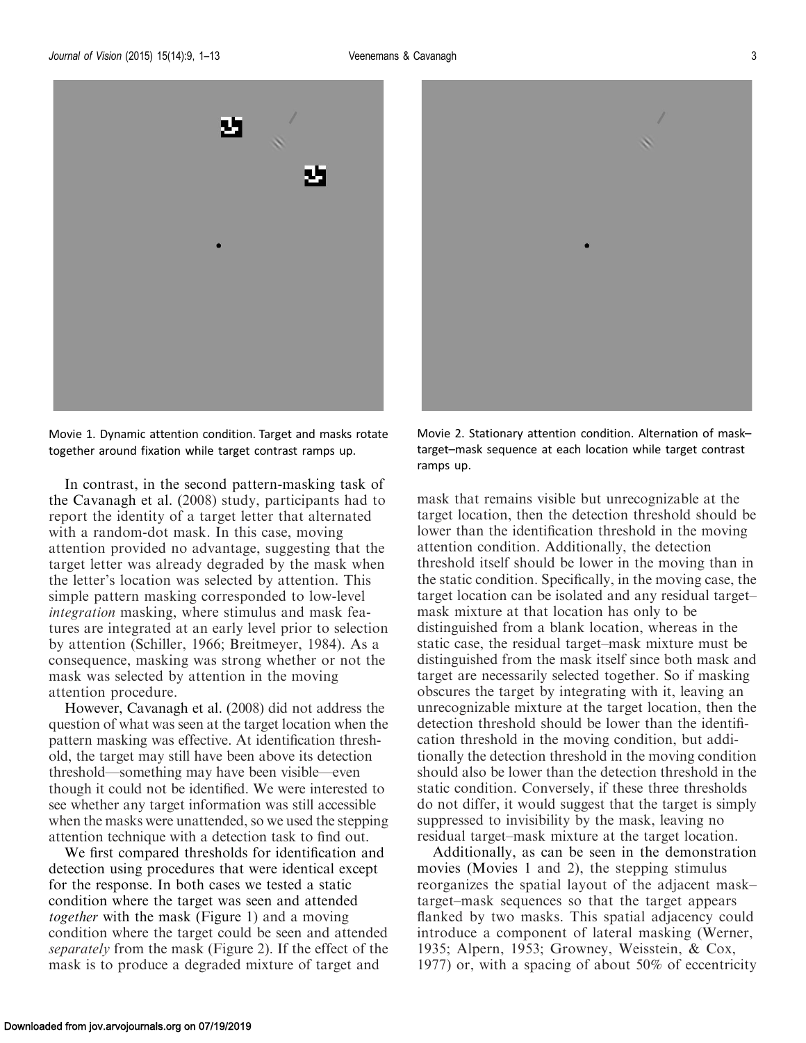Movie 1. Dynamic attention condition. Target and masks rotate together around fixation while target contrast ramps up.

Movie 2. Stationary attention condition. Alternation of mask–target–mask sequence at each location while target contrast ramps up.

In contrast, in the second pattern-masking task of the Cavanagh et al. (2008) study, participants had to report the identity of a target letter that alternated with a random-dot mask. In this case, moving attention provided no advantage, suggesting that the target letter was already degraded by the mask when the letter's location was selected by attention. This simple pattern masking corresponded to low-level *integration* masking, where stimulus and mask features are integrated at an early level prior to selection by attention (Schiller, 1966; Breitmeyer, 1984). As a consequence, masking was strong whether or not the mask was selected by attention in the moving attention procedure.

However, Cavanagh et al. (2008) did not address the question of what was seen at the target location when the pattern masking was effective. At identification threshold, the target may still have been above its detection threshold—something may have been visible—even though it could not be identified. We were interested to see whether any target information was still accessible when the masks were unattended, so we used the stepping attention technique with a detection task to find out.

We first compared thresholds for identification and detection using procedures that were identical except for the response. In both cases we tested a static condition where the target was seen and attended *together* with the mask (Figure 1) and a moving condition where the target could be seen and attended *separately* from the mask (Figure 2). If the effect of the mask is to produce a degraded mixture of target and mask that remains visible but unrecognizable at the target location, then the detection threshold should be lower than the identification threshold in the moving attention condition. Additionally, the detection threshold itself should be lower in the moving than in the static condition. Specifically, in the moving case, the target location can be isolated and any residual target–mask mixture at that location has only to be distinguished from a blank location, whereas in the static case, the residual target–mask mixture must be distinguished from the mask itself since both mask and target are necessarily selected together. So if masking obscures the target by integrating with it, leaving an unrecognizable mixture at the target location, then the detection threshold should be lower than the identification threshold in the moving condition, but additionally the detection threshold in the moving condition should also be lower than the detection threshold in the static condition. Conversely, if these three thresholds do not differ, it would suggest that the target is simply suppressed to invisibility by the mask, leaving no residual target–mask mixture at the target location.

Additionally, as can be seen in the demonstration movies (Movies 1 and 2), the stepping stimulus reorganizes the spatial layout of the adjacent mask–target–mask sequences so that the target appears flanked by two masks. This spatial adjacency could introduce a component of lateral masking (Werner, 1935; Alpern, 1953; Growney, Weisstein, & Cox, 1977) or, with a spacing of about 50% of eccentricity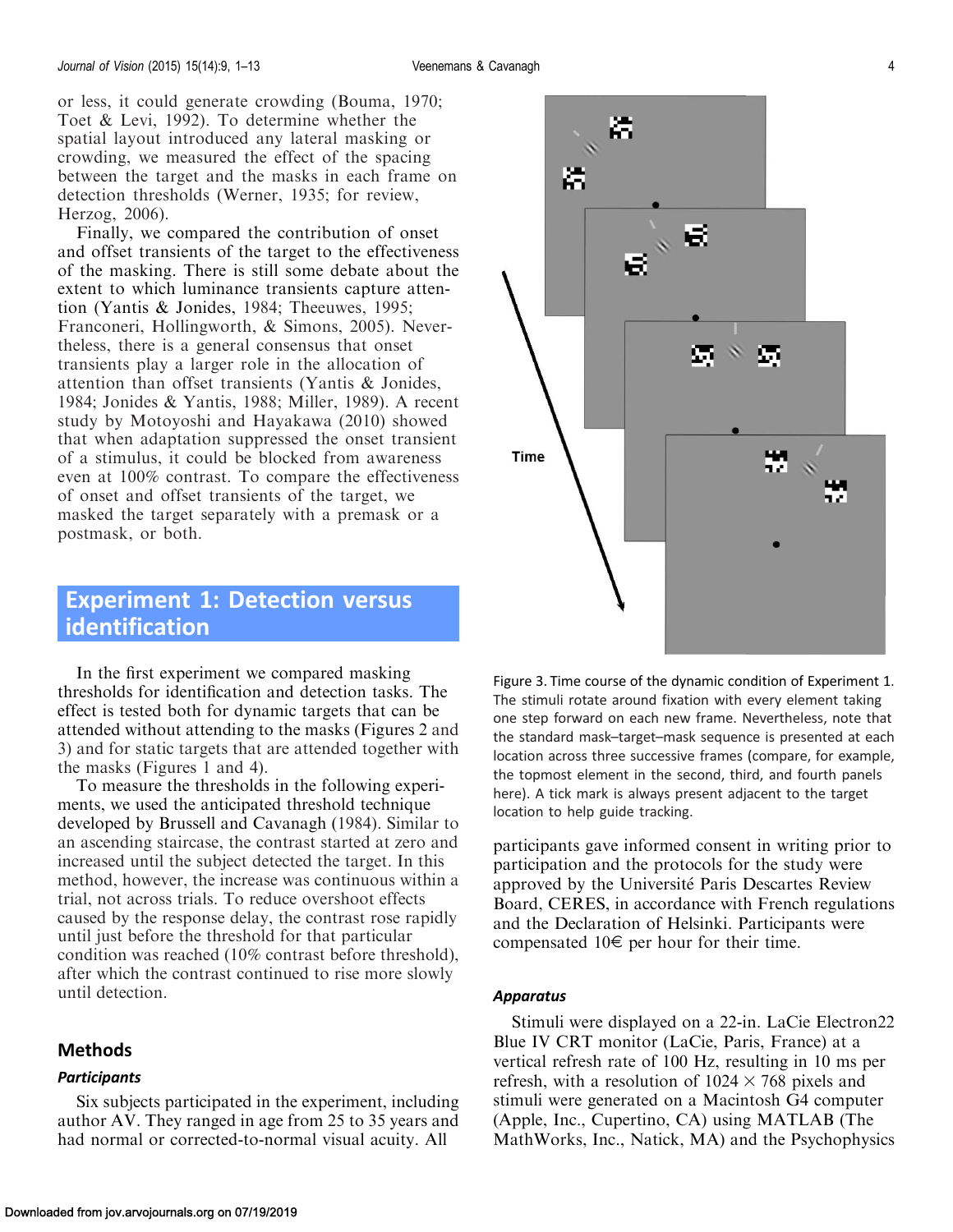or less, it could generate crowding (Bouma, 1970; Toet & Levi, 1992). To determine whether the spatial layout introduced any lateral masking or crowding, we measured the effect of the spacing between the target and the masks in each frame on detection thresholds (Werner, 1935; for review, Herzog, 2006).

Finally, we compared the contribution of onset and offset transients of the target to the effectiveness of the masking. There is still some debate about the extent to which luminance transients capture attention (Yantis & Jonides, 1984; Theeuwes, 1995; Franconeri, Hollingworth, & Simons, 2005). Nevertheless, there is a general consensus that onset transients play a larger role in the allocation of attention than offset transients (Yantis & Jonides, 1984; Jonides & Yantis, 1988; Miller, 1989). A recent study by Motoyoshi and Hayakawa (2010) showed that when adaptation suppressed the onset transient of a stimulus, it could be blocked from awareness even at 100% contrast. To compare the effectiveness of onset and offset transients of the target, we masked the target separately with a premask or a postmask, or both.

## Experiment 1: Detection versus identification

In the first experiment we compared masking thresholds for identification and detection tasks. The effect is tested both for dynamic targets that can be attended without attending to the masks (Figures 2 and 3) and for static targets that are attended together with the masks (Figures 1 and 4).

To measure the thresholds in the following experiments, we used the anticipated threshold technique developed by Brussell and Cavanagh (1984). Similar to an ascending staircase, the contrast started at zero and increased until the subject detected the target. In this method, however, the increase was continuous within a trial, not across trials. To reduce overshoot effects caused by the response delay, the contrast rose rapidly until just before the threshold for that particular condition was reached (10% contrast before threshold), after which the contrast continued to rise more slowly until detection.

### Methods

#### *Participants*

Six subjects participated in the experiment, including author AV. They ranged in age from 25 to 35 years and had normal or corrected-to-normal visual acuity. All participants gave informed consent in writing prior to participation and the protocols for the study were approved by the Université Paris Descartes Review Board, CERES, in accordance with French regulations and the Declaration of Helsinki. Participants were compensated 10€ per hour for their time.

Figure 3. Time course of the dynamic condition of Experiment 1. The stimuli rotate around fixation with every element taking one step forward on each new frame. Nevertheless, note that the standard mask–target–mask sequence is presented at each location across three successive frames (compare, for example, the topmost element in the second, third, and fourth panels here). A tick mark is always present adjacent to the target location to help guide tracking.

#### *Apparatus*

Stimuli were displayed on a 22-in. LaCie Electron22 Blue IV CRT monitor (LaCie, Paris, France) at a vertical refresh rate of 100 Hz, resulting in 10 ms per refresh, with a resolution of 1024 × 768 pixels and stimuli were generated on a Macintosh G4 computer (Apple, Inc., Cupertino, CA) using MATLAB (The MathWorks, Inc., Natick, MA) and the Psychophysics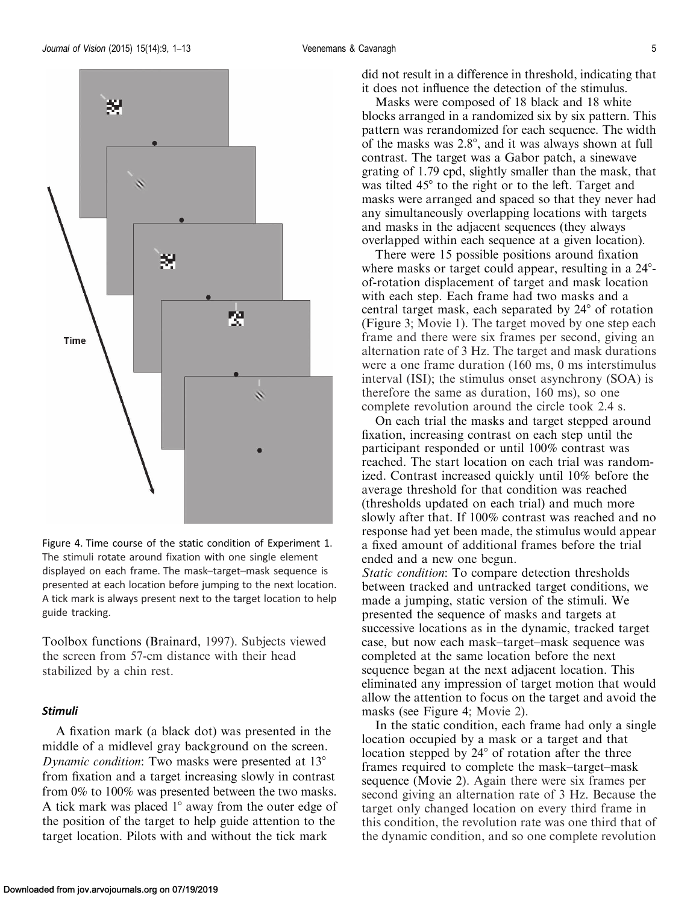Figure 4. Time course of the static condition of Experiment 1. The stimuli rotate around fixation with one single element displayed on each frame. The mask–target–mask sequence is presented at each location before jumping to the next location. A tick mark is always present next to the target location to help guide tracking.

Toolbox functions (Brainard, 1997). Subjects viewed the screen from 57-cm distance with their head stabilized by a chin rest.

### *Stimuli*

A fixation mark (a black dot) was presented in the middle of a midlevel gray background on the screen. *Dynamic condition*: Two masks were presented at 13° from fixation and a target increasing slowly in contrast from 0% to 100% was presented between the two masks. A tick mark was placed 1° away from the outer edge of the position of the target to help guide attention to the target location. Pilots with and without the tick mark did not result in a difference in threshold, indicating that it does not influence the detection of the stimulus.

Masks were composed of 18 black and 18 white blocks arranged in a randomized six by six pattern. This pattern was rerandomized for each sequence. The width of the masks was 2.8°, and it was always shown at full contrast. The target was a Gabor patch, a sinewave grating of 1.79 cpd, slightly smaller than the mask, that was tilted 45° to the right or to the left. Target and masks were arranged and spaced so that they never had any simultaneously overlapping locations with targets and masks in the adjacent sequences (they always overlapped within each sequence at a given location).

There were 15 possible positions around fixation where masks or target could appear, resulting in a 24°-of-rotation displacement of target and mask location with each step. Each frame had two masks and a central target mask, each separated by 24° of rotation (Figure 3; Movie 1). The target moved by one step each frame and there were six frames per second, giving an alternation rate of 3 Hz. The target and mask durations were a one frame duration (160 ms, 0 ms interstimulus interval (ISI); the stimulus onset asynchrony (SOA) is therefore the same as duration, 160 ms), so one complete revolution around the circle took 2.4 s.

On each trial the masks and target stepped around fixation, increasing contrast on each step until the participant responded or until 100% contrast was reached. The start location on each trial was randomized. Contrast increased quickly until 10% before the average threshold for that condition was reached (thresholds updated on each trial) and much more slowly after that. If 100% contrast was reached and no response had yet been made, the stimulus would appear a fixed amount of additional frames before the trial ended and a new one begun.

*Static condition*: To compare detection thresholds between tracked and untracked target conditions, we made a jumping, static version of the stimuli. We presented the sequence of masks and targets at successive locations as in the dynamic, tracked target case, but now each mask–target–mask sequence was completed at the same location before the next sequence began at the next adjacent location. This eliminated any impression of target motion that would allow the attention to focus on the target and avoid the masks (see Figure 4; Movie 2).

In the static condition, each frame had only a single location occupied by a mask or a target and that location stepped by 24° of rotation after the three frames required to complete the mask–target–mask sequence (Movie 2). Again there were six frames per second giving an alternation rate of 3 Hz. Because the target only changed location on every third frame in this condition, the revolution rate was one third that of the dynamic condition, and so one complete revolution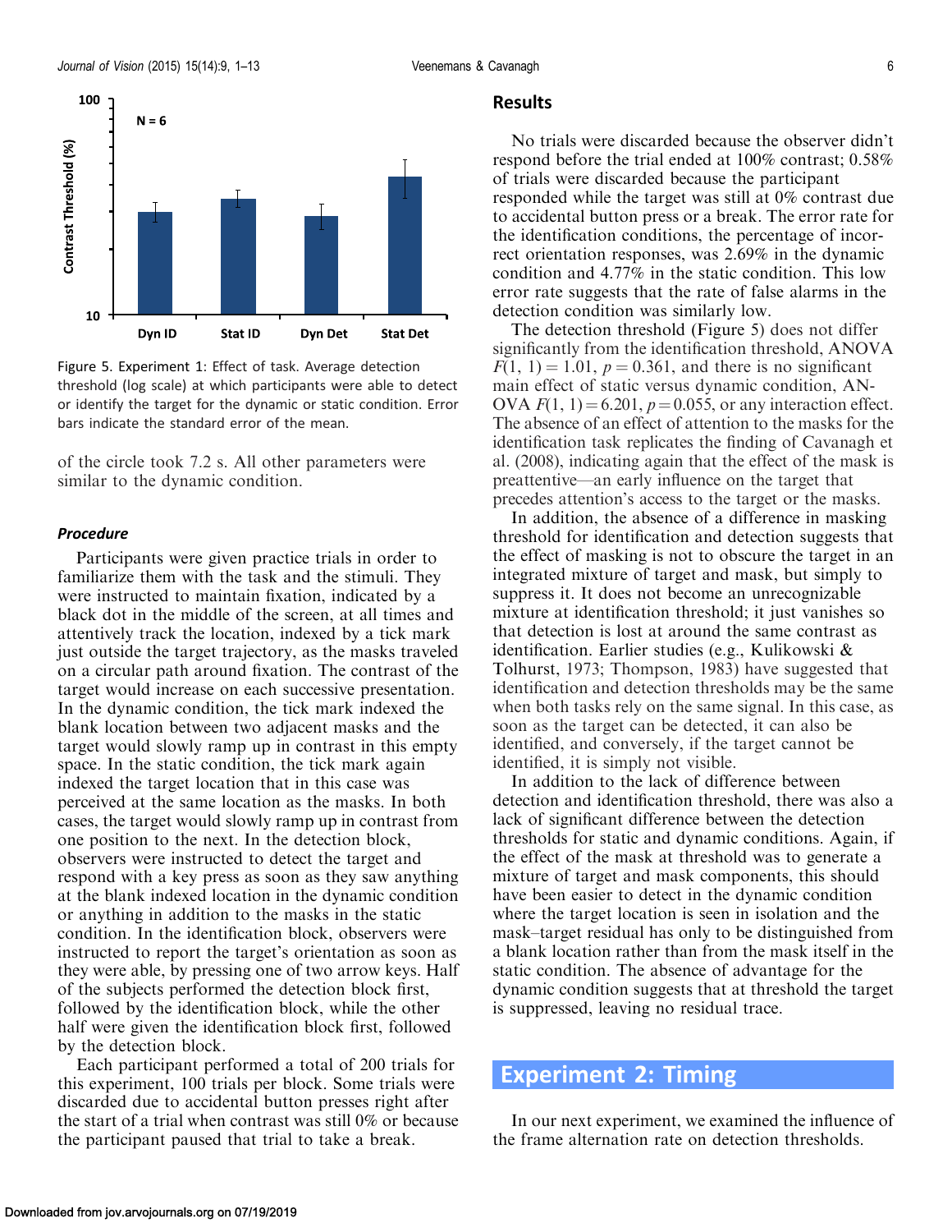Figure 5. Experiment 1: Effect of task. Average detection threshold (log scale) at which participants were able to detect or identify the target for the dynamic or static condition. Error bars indicate the standard error of the mean.

of the circle took 7.2 s. All other parameters were similar to the dynamic condition.

### *Procedure*

Participants were given practice trials in order to familiarize them with the task and the stimuli. They were instructed to maintain fixation, indicated by a black dot in the middle of the screen, at all times and attentively track the location, indexed by a tick mark just outside the target trajectory, as the masks traveled on a circular path around fixation. The contrast of the target would increase on each successive presentation. In the dynamic condition, the tick mark indexed the blank location between two adjacent masks and the target would slowly ramp up in contrast in this empty space. In the static condition, the tick mark again indexed the target location that in this case was perceived at the same location as the masks. In both cases, the target would slowly ramp up in contrast from one position to the next. In the detection block, observers were instructed to detect the target and respond with a key press as soon as they saw anything at the blank indexed location in the dynamic condition or anything in addition to the masks in the static condition. In the identification block, observers were instructed to report the target's orientation as soon as they were able, by pressing one of two arrow keys. Half of the subjects performed the detection block first, followed by the identification block, while the other half were given the identification block first, followed by the detection block.

Each participant performed a total of 200 trials for this experiment, 100 trials per block. Some trials were discarded due to accidental button presses right after the start of a trial when contrast was still 0% or because the participant paused that trial to take a break.

## Results

No trials were discarded because the observer didn't respond before the trial ended at 100% contrast; 0.58% of trials were discarded because the participant responded while the target was still at 0% contrast due to accidental button press or a break. The error rate for the identification conditions, the percentage of incorrect orientation responses, was 2.69% in the dynamic condition and 4.77% in the static condition. This low error rate suggests that the rate of false alarms in the detection condition was similarly low.

The detection threshold (Figure 5) does not differ significantly from the identification threshold, ANOVA $F(1, 1) = 1.01$, $p = 0.361$, and there is no significant main effect of static versus dynamic condition, ANOVA $F(1, 1) = 6.201$, $p = 0.055$, or any interaction effect. The absence of an effect of attention to the masks for the identification task replicates the finding of Cavanagh et al. (2008), indicating again that the effect of the mask is preattentive—an early influence on the target that precedes attention's access to the target or the masks.

In addition, the absence of a difference in masking threshold for identification and detection suggests that the effect of masking is not to obscure the target in an integrated mixture of target and mask, but simply to suppress it. It does not become an unrecognizable mixture at identification threshold; it just vanishes so that detection is lost at around the same contrast as identification. Earlier studies (e.g., Kulikowski & Tolhurst, 1973; Thompson, 1983) have suggested that identification and detection thresholds may be the same when both tasks rely on the same signal. In this case, as soon as the target can be detected, it can also be identified, and conversely, if the target cannot be identified, it is simply not visible.

In addition to the lack of difference between detection and identification threshold, there was also a lack of significant difference between the detection thresholds for static and dynamic conditions. Again, if the effect of the mask at threshold was to generate a mixture of target and mask components, this should have been easier to detect in the dynamic condition where the target location is seen in isolation and the mask–target residual has only to be distinguished from a blank location rather than from the mask itself in the static condition. The absence of advantage for the dynamic condition suggests that at threshold the target is suppressed, leaving no residual trace.

## Experiment 2: Timing

In our next experiment, we examined the influence of the frame alternation rate on detection thresholds.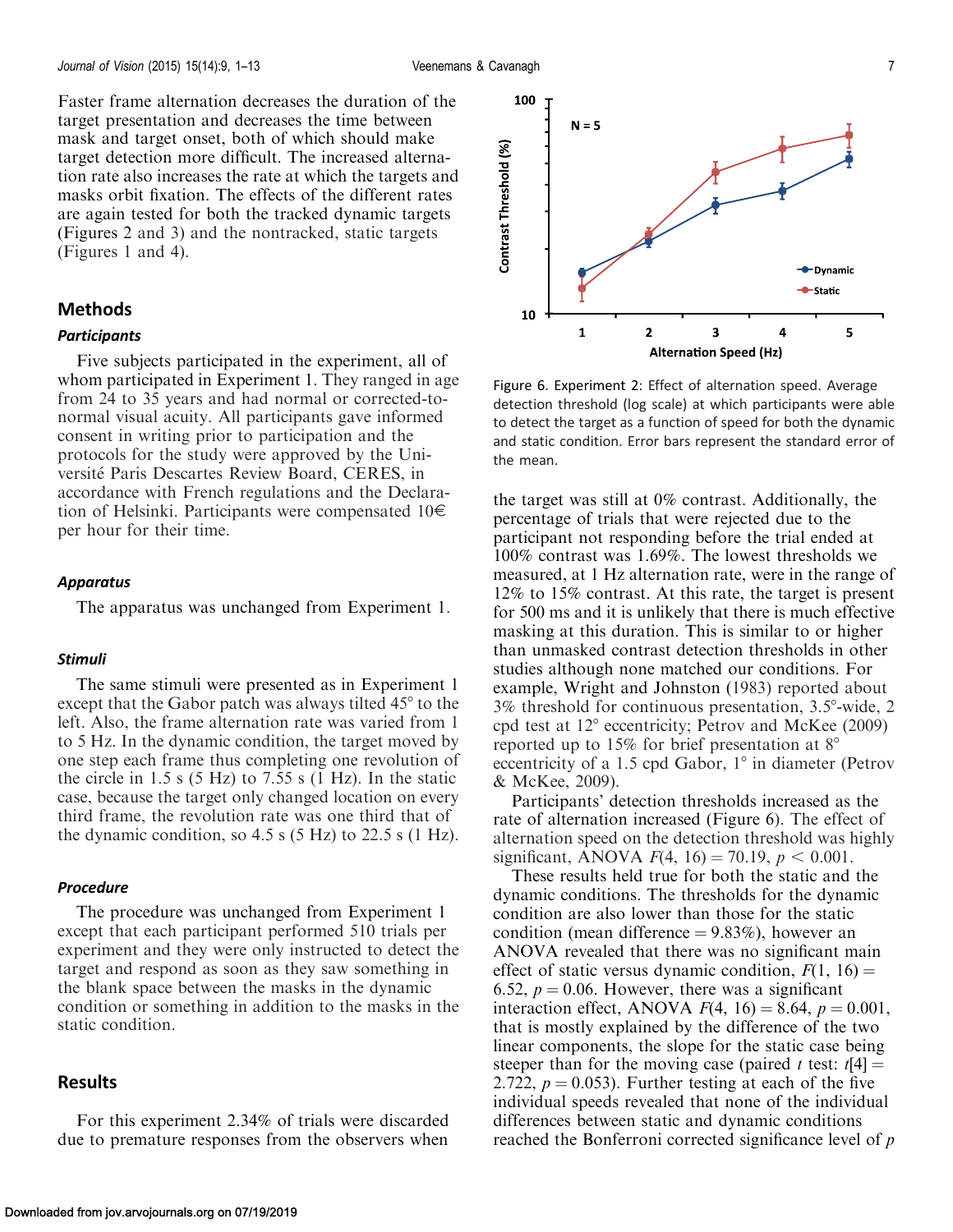Faster frame alternation decreases the duration of the target presentation and decreases the time between mask and target onset, both of which should make target detection more difficult. The increased alternation rate also increases the rate at which the targets and masks orbit fixation. The effects of the different rates are again tested for both the tracked dynamic targets (Figures 2 and 3) and the nontracked, static targets (Figures 1 and 4).

## Methods

### *Participants*

Five subjects participated in the experiment, all of whom participated in Experiment 1. They ranged in age from 24 to 35 years and had normal or corrected-to-normal visual acuity. All participants gave informed consent in writing prior to participation and the protocols for the study were approved by the Université Paris Descartes Review Board, CERES, in accordance with French regulations and the Declaration of Helsinki. Participants were compensated 10€ per hour for their time.

### *Apparatus*

The apparatus was unchanged from Experiment 1.

### *Stimuli*

The same stimuli were presented as in Experiment 1 except that the Gabor patch was always tilted 45° to the left. Also, the frame alternation rate was varied from 1 to 5 Hz. In the dynamic condition, the target moved by one step each frame thus completing one revolution of the circle in 1.5 s (5 Hz) to 7.55 s (1 Hz). In the static case, because the target only changed location on every third frame, the revolution rate was one third that of the dynamic condition, so 4.5 s (5 Hz) to 22.5 s (1 Hz).

### *Procedure*

The procedure was unchanged from Experiment 1 except that each participant performed 510 trials per experiment and they were only instructed to detect the target and respond as soon as they saw something in the blank space between the masks in the dynamic condition or something in addition to the masks in the static condition.

## Results

For this experiment 2.34% of trials were discarded due to premature responses from the observers when the target was still at 0% contrast. Additionally, the percentage of trials that were rejected due to the participant not responding before the trial ended at 100% contrast was 1.69%. The lowest thresholds we measured, at 1 Hz alternation rate, were in the range of 12% to 15% contrast. At this rate, the target is present for 500 ms and it is unlikely that there is much effective masking at this duration. This is similar to or higher than unmasked contrast detection thresholds in other studies although none matched our conditions. For example, Wright and Johnston (1983) reported about 3% threshold for continuous presentation, 3.5°-wide, 2 cpd test at 12° eccentricity; Petrov and McKee (2009) reported up to 15% for brief presentation at 8° eccentricity of a 1.5 cpd Gabor, 1° in diameter (Petrov & McKee, 2009).

Figure 6. Experiment 2: Effect of alternation speed. Average detection threshold (log scale) at which participants were able to detect the target as a function of speed for both the dynamic and static condition. Error bars represent the standard error of the mean.

Participants' detection thresholds increased as the rate of alternation increased (Figure 6). The effect of alternation speed on the detection threshold was highly significant, ANOVA $F(4, 16) = 70.19$, $p < 0.001$.

These results held true for both the static and the dynamic conditions. The thresholds for the dynamic condition are also lower than those for the static condition (mean difference = 9.83%), however an ANOVA revealed that there was no significant main effect of static versus dynamic condition, $F(1, 16) = 6.52$, $p = 0.06$. However, there was a significant interaction effect, ANOVA $F(4, 16) = 8.64$, $p = 0.001$, that is mostly explained by the difference of the two linear components, the slope for the static case being steeper than for the moving case (paired $t$ test: $t[4] = 2.722$, $p = 0.053$). Further testing at each of the five individual speeds revealed that none of the individual differences between static and dynamic conditions reached the Bonferroni corrected significance level of $p$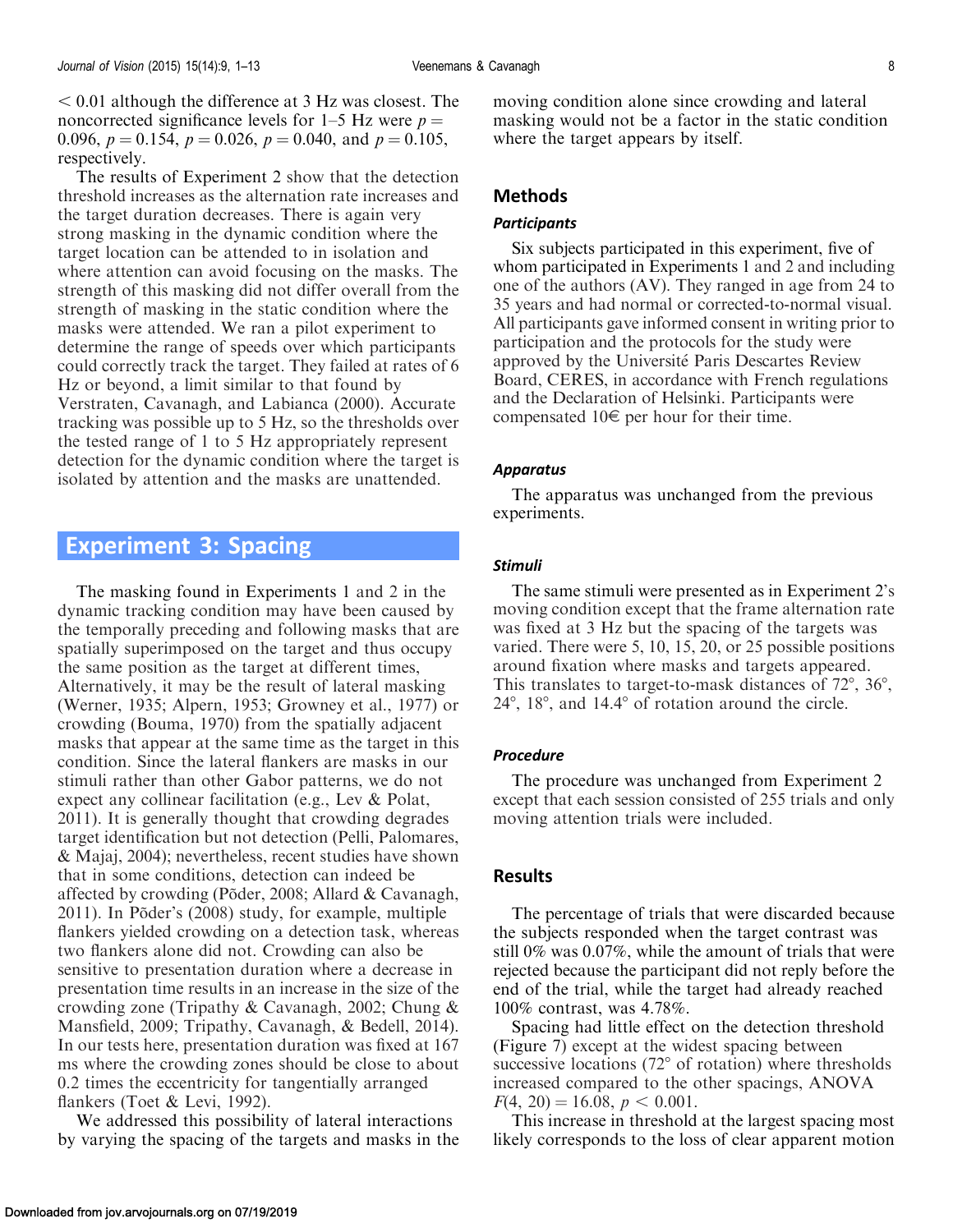$< 0.01$ although the difference at 3 Hz was closest. The noncorrected significance levels for 1–5 Hz were $p = 0.096$, $p = 0.154$, $p = 0.026$, $p = 0.040$, and $p = 0.105$, respectively.

The results of Experiment 2 show that the detection threshold increases as the alternation rate increases and the target duration decreases. There is again very strong masking in the dynamic condition where the target location can be attended to in isolation and where attention can avoid focusing on the masks. The strength of this masking did not differ overall from the strength of masking in the static condition where the masks were attended. We ran a pilot experiment to determine the range of speeds over which participants could correctly track the target. They failed at rates of 6 Hz or beyond, a limit similar to that found by Verstraten, Cavanagh, and Labianca (2000). Accurate tracking was possible up to 5 Hz, so the thresholds over the tested range of 1 to 5 Hz appropriately represent detection for the dynamic condition where the target is isolated by attention and the masks are unattended.

## Experiment 3: Spacing

The masking found in Experiments 1 and 2 in the dynamic tracking condition may have been caused by the temporally preceding and following masks that are spatially superimposed on the target and thus occupy the same position as the target at different times. Alternatively, it may be the result of lateral masking (Werner, 1935; Alpern, 1953; Growney et al., 1977) or crowding (Bouma, 1970) from the spatially adjacent masks that appear at the same time as the target in this condition. Since the lateral flankers are masks in our stimuli rather than other Gabor patterns, we do not expect any collinear facilitation (e.g., Lev & Polat, 2011). It is generally thought that crowding degrades target identification but not detection (Pelli, Palomares, & Majaj, 2004); nevertheless, recent studies have shown that in some conditions, detection can indeed be affected by crowding (Põder, 2008; Allard & Cavanagh, 2011). In Põder's (2008) study, for example, multiple flankers yielded crowding on a detection task, whereas two flankers alone did not. Crowding can also be sensitive to presentation duration where a decrease in presentation time results in an increase in the size of the crowding zone (Tripathy & Cavanagh, 2002; Chung & Mansfield, 2009; Tripathy, Cavanagh, & Bedell, 2014). In our tests here, presentation duration was fixed at 167 ms where the crowding zones should be close to about 0.2 times the eccentricity for tangentially arranged flankers (Toet & Levi, 1992).

We addressed this possibility of lateral interactions by varying the spacing of the targets and masks in the moving condition alone since crowding and lateral masking would not be a factor in the static condition where the target appears by itself.

### Methods

#### Participants

Six subjects participated in this experiment, five of whom participated in Experiments 1 and 2 and including one of the authors (AV). They ranged in age from 24 to 35 years and had normal or corrected-to-normal visual. All participants gave informed consent in writing prior to participation and the protocols for the study were approved by the Université Paris Descartes Review Board, CERES, in accordance with French regulations and the Declaration of Helsinki. Participants were compensated 10€ per hour for their time.

#### Apparatus

The apparatus was unchanged from the previous experiments.

#### Stimuli

The same stimuli were presented as in Experiment 2's moving condition except that the frame alternation rate was fixed at 3 Hz but the spacing of the targets was varied. There were 5, 10, 15, 20, or 25 possible positions around fixation where masks and targets appeared. This translates to target-to-mask distances of 72°, 36°, 24°, 18°, and 14.4° of rotation around the circle.

#### Procedure

The procedure was unchanged from Experiment 2 except that each session consisted of 255 trials and only moving attention trials were included.

### Results

The percentage of trials that were discarded because the subjects responded when the target contrast was still 0% was 0.07%, while the amount of trials that were rejected because the participant did not reply before the end of the trial, while the target had already reached 100% contrast, was 4.78%.

Spacing had little effect on the detection threshold (Figure 7) except at the widest spacing between successive locations (72° of rotation) where thresholds increased compared to the other spacings, ANOVA $F(4, 20) = 16.08$, $p < 0.001$.

This increase in threshold at the largest spacing most likely corresponds to the loss of clear apparent motion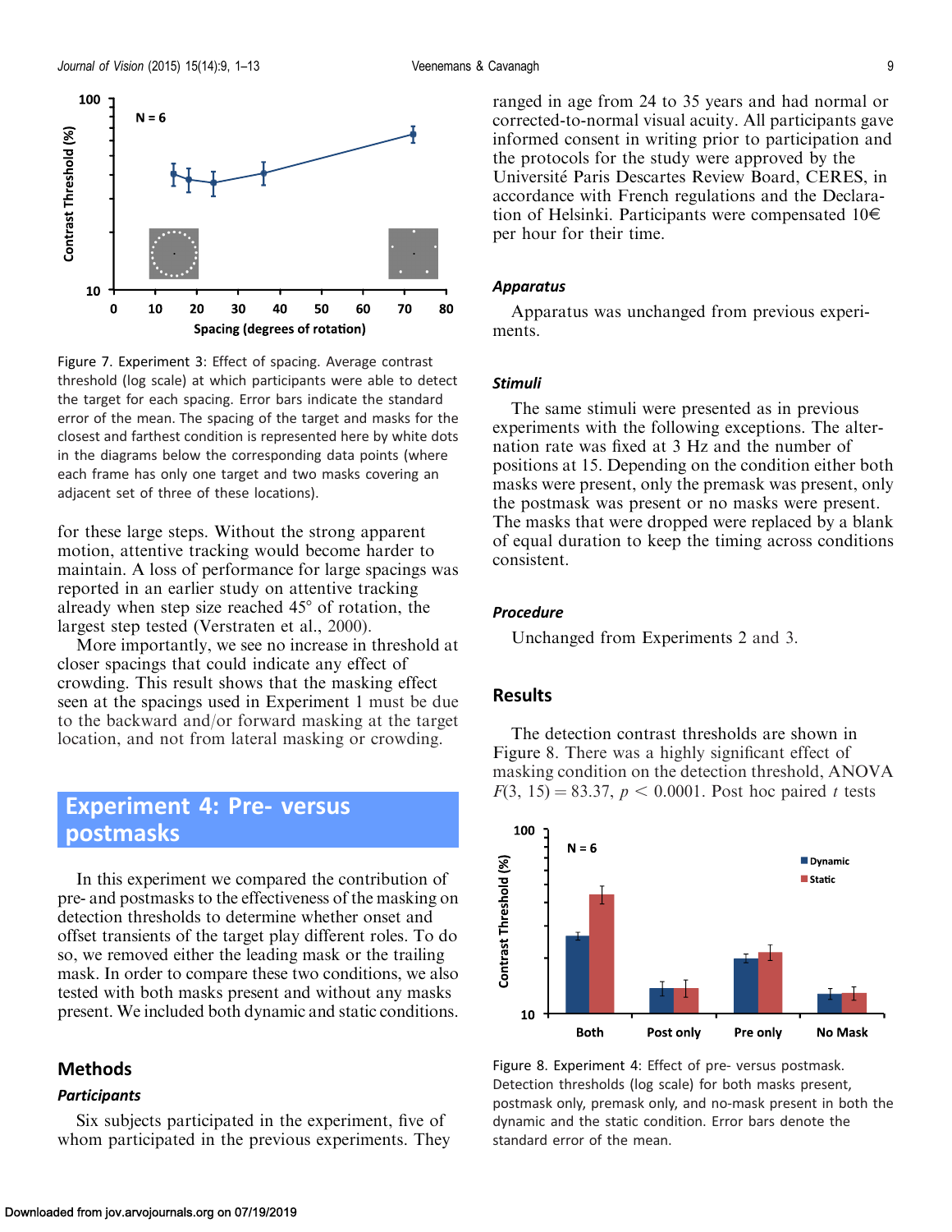Figure 7. Experiment 3: Effect of spacing. Average contrast threshold (log scale) at which participants were able to detect the target for each spacing. Error bars indicate the standard error of the mean. The spacing of the target and masks for the closest and farthest condition is represented here by white dots in the diagrams below the corresponding data points (where each frame has only one target and two masks covering an adjacent set of three of these locations).

for these large steps. Without the strong apparent motion, attentive tracking would become harder to maintain. A loss of performance for large spacings was reported in an earlier study on attentive tracking already when step size reached 45° of rotation, the largest step tested (Verstraten et al., 2000).

More importantly, we see no increase in threshold at closer spacings that could indicate any effect of crowding. This result shows that the masking effect seen at the spacings used in Experiment 1 must be due to the backward and/or forward masking at the target location, and not from lateral masking or crowding.

## Experiment 4: Pre- versus postmasks

In this experiment we compared the contribution of pre- and postmasks to the effectiveness of the masking on detection thresholds to determine whether onset and offset transients of the target play different roles. To do so, we removed either the leading mask or the trailing mask. In order to compare these two conditions, we also tested with both masks present and without any masks present. We included both dynamic and static conditions.

## Methods

### Participants

Six subjects participated in the experiment, five of whom participated in the previous experiments. They ranged in age from 24 to 35 years and had normal or corrected-to-normal visual acuity. All participants gave informed consent in writing prior to participation and the protocols for the study were approved by the Université Paris Descartes Review Board, CERES, in accordance with French regulations and the Declaration of Helsinki. Participants were compensated 10€ per hour for their time.

### Apparatus

Apparatus was unchanged from previous experiments.

### Stimuli

The same stimuli were presented as in previous experiments with the following exceptions. The alternation rate was fixed at 3 Hz and the number of positions at 15. Depending on the condition either both masks were present, only the premask was present, only the postmask was present or no masks were present. The masks that were dropped were replaced by a blank of equal duration to keep the timing across conditions consistent.

### Procedure

Unchanged from Experiments 2 and 3.

## Results

The detection contrast thresholds are shown in Figure 8. There was a highly significant effect of masking condition on the detection threshold, ANOVA $F(3, 15) = 83.37$, $p < 0.0001$. Post hoc paired $t$ tests

Figure 8. Experiment 4: Effect of pre- versus postmask. Detection thresholds (log scale) for both masks present, postmask only, premask only, and no-mask present in both the dynamic and the static condition. Error bars denote the standard error of the mean.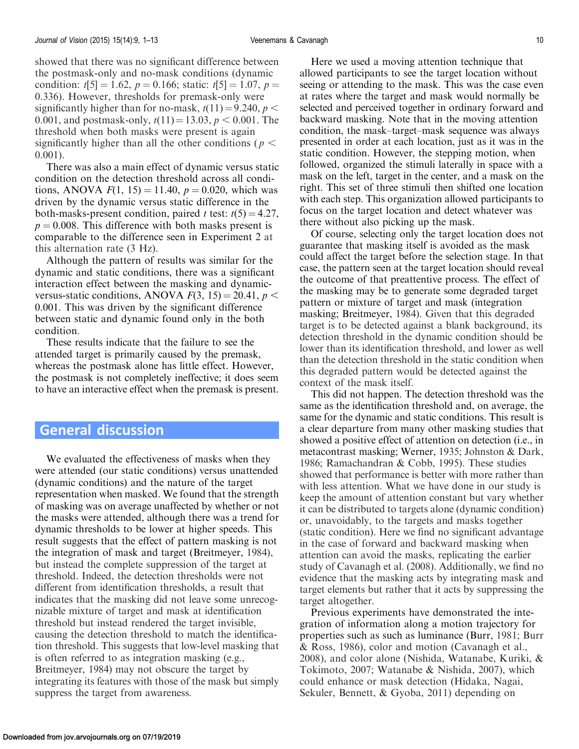showed that there was no significant difference between the postmask-only and no-mask conditions (dynamic condition: $t[5] = 1.62$, $p = 0.166$; static: $t[5] = 1.07$, $p = 0.336$). However, thresholds for premask-only were significantly higher than for no-mask, $t(11) = 9.240$, $p < 0.001$, and postmask-only, $t(11) = 13.03$, $p < 0.001$. The threshold when both masks were present is again significantly higher than all the other conditions ($p < 0.001$).

There was also a main effect of dynamic versus static condition on the detection threshold across all conditions, ANOVA $F(1, 15) = 11.40$, $p = 0.020$, which was driven by the dynamic versus static difference in the both-masks-present condition, paired $t$ test: $t(5) = 4.27$, $p = 0.008$. This difference with both masks present is comparable to the difference seen in Experiment 2 at this alternation rate (3 Hz).

Although the pattern of results was similar for the dynamic and static conditions, there was a significant interaction effect between the masking and dynamic-versus-static conditions, ANOVA $F(3, 15) = 20.41$, $p < 0.001$. This was driven by the significant difference between static and dynamic found only in the both condition.

These results indicate that the failure to see the attended target is primarily caused by the premask, whereas the postmask alone has little effect. However, the postmask is not completely ineffective; it does seem to have an interactive effect when the premask is present.

## General discussion

We evaluated the effectiveness of masks when they were attended (our static conditions) versus unattended (dynamic conditions) and the nature of the target representation when masked. We found that the strength of masking was on average unaffected by whether or not the masks were attended, although there was a trend for dynamic thresholds to be lower at higher speeds. This result suggests that the effect of pattern masking is not the integration of mask and target (Breitmeyer, 1984), but instead the complete suppression of the target at threshold. Indeed, the detection thresholds were not different from identification thresholds, a result that indicates that the masking did not leave some unrecognizable mixture of target and mask at identification threshold but instead rendered the target invisible, causing the detection threshold to match the identification threshold. This suggests that low-level masking that is often referred to as integration masking (e.g., Breitmeyer, 1984) may not obscure the target by integrating its features with those of the mask but simply suppress the target from awareness.

Here we used a moving attention technique that allowed participants to see the target location without seeing or attending to the mask. This was the case even at rates where the target and mask would normally be selected and perceived together in ordinary forward and backward masking. Note that in the moving attention condition, the mask–target–mask sequence was always presented in order at each location, just as it was in the static condition. However, the stepping motion, when followed, organized the stimuli laterally in space with a mask on the left, target in the center, and a mask on the right. This set of three stimuli then shifted one location with each step. This organization allowed participants to focus on the target location and detect whatever was there without also picking up the mask.

Of course, selecting only the target location does not guarantee that masking itself is avoided as the mask could affect the target before the selection stage. In that case, the pattern seen at the target location should reveal the outcome of that preattentive process. The effect of the masking may be to generate some degraded target pattern or mixture of target and mask (integration masking; Breitmeyer, 1984). Given that this degraded target is to be detected against a blank background, its detection threshold in the dynamic condition should be lower than its identification threshold, and lower as well than the detection threshold in the static condition when this degraded pattern would be detected against the context of the mask itself.

This did not happen. The detection threshold was the same as the identification threshold and, on average, the same for the dynamic and static conditions. This result is a clear departure from many other masking studies that showed a positive effect of attention on detection (i.e., in metacontrast masking; Werner, 1935; Johnston & Dark, 1986; Ramachandran & Cobb, 1995). These studies showed that performance is better with more rather than with less attention. What we have done in our study is keep the amount of attention constant but vary whether it can be distributed to targets alone (dynamic condition) or, unavoidably, to the targets and masks together (static condition). Here we find no significant advantage in the case of forward and backward masking when attention can avoid the masks, replicating the earlier study of Cavanagh et al. (2008). Additionally, we find no evidence that the masking acts by integrating mask and target elements but rather that it acts by suppressing the target altogether.

Previous experiments have demonstrated the integration of information along a motion trajectory for properties such as such as luminance (Burr, 1981; Burr & Ross, 1986), color and motion (Cavanagh et al., 2008), and color alone (Nishida, Watanabe, Kuriki, & Tokimoto, 2007; Watanabe & Nishida, 2007), which could enhance or mask detection (Hidaka, Nagai, Sekuler, Bennett, & Gyoba, 2011) depending on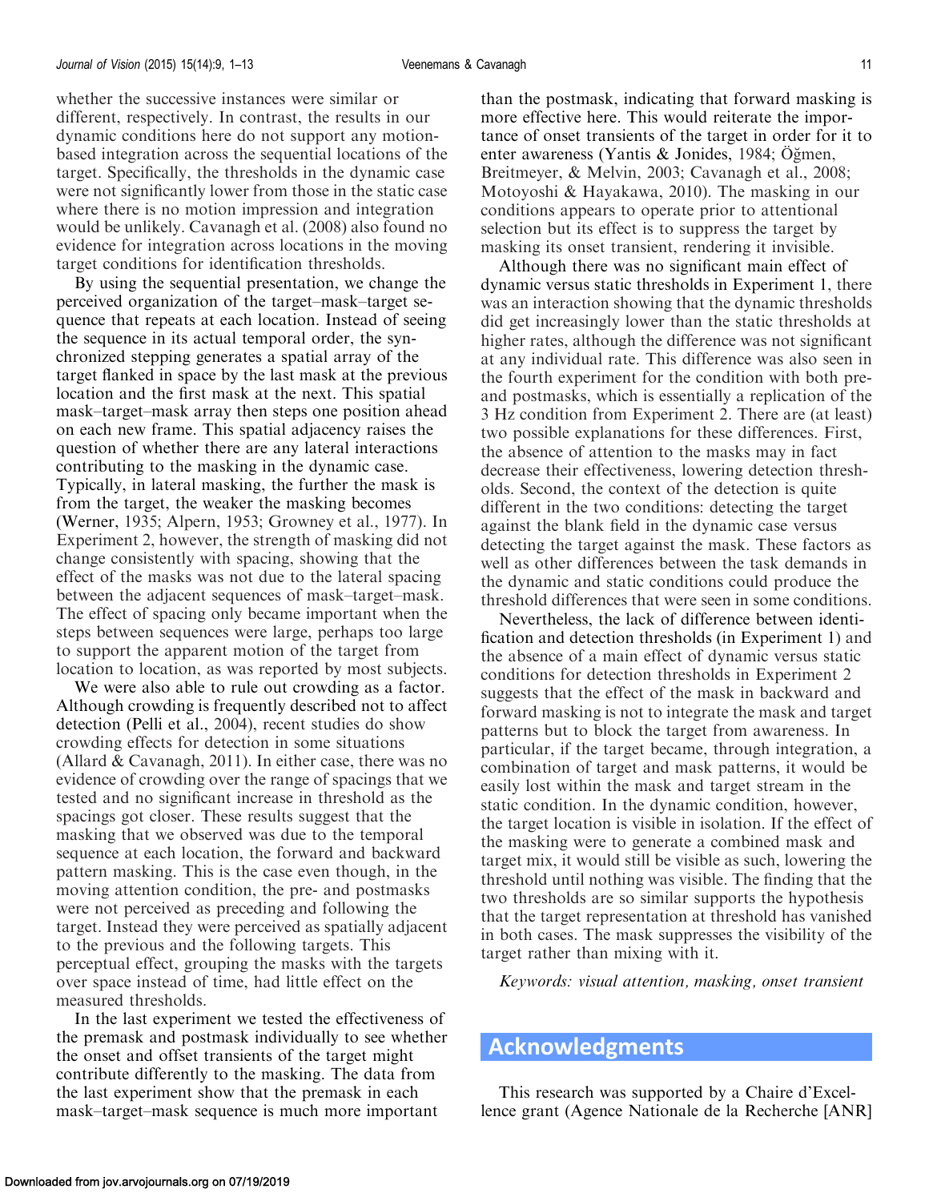whether the successive instances were similar or different, respectively. In contrast, the results in our dynamic conditions here do not support any motion-based integration across the sequential locations of the target. Specifically, the thresholds in the dynamic case were not significantly lower from those in the static case where there is no motion impression and integration would be unlikely. Cavanagh et al. (2008) also found no evidence for integration across locations in the moving target conditions for identification thresholds.

By using the sequential presentation, we change the perceived organization of the target–mask–target sequence that repeats at each location. Instead of seeing the sequence in its actual temporal order, the synchronized stepping generates a spatial array of the target flanked in space by the last mask at the previous location and the first mask at the next. This spatial mask–target–mask array then steps one position ahead on each new frame. This spatial adjacency raises the question of whether there are any lateral interactions contributing to the masking in the dynamic case. Typically, in lateral masking, the further the mask is from the target, the weaker the masking becomes (Werner, 1935; Alpern, 1953; Growney et al., 1977). In Experiment 2, however, the strength of masking did not change consistently with spacing, showing that the effect of the masks was not due to the lateral spacing between the adjacent sequences of mask–target–mask. The effect of spacing only became important when the steps between sequences were large, perhaps too large to support the apparent motion of the target from location to location, as was reported by most subjects.

We were also able to rule out crowding as a factor. Although crowding is frequently described not to affect detection (Pelli et al., 2004), recent studies do show crowding effects for detection in some situations (Allard & Cavanagh, 2011). In either case, there was no evidence of crowding over the range of spacings that we tested and no significant increase in threshold as the spacings got closer. These results suggest that the masking that we observed was due to the temporal sequence at each location, the forward and backward pattern masking. This is the case even though, in the moving attention condition, the pre- and postmasks were not perceived as preceding and following the target. Instead they were perceived as spatially adjacent to the previous and the following targets. This perceptual effect, grouping the masks with the targets over space instead of time, had little effect on the measured thresholds.

In the last experiment we tested the effectiveness of the premask and postmask individually to see whether the onset and offset transients of the target might contribute differently to the masking. The data from the last experiment show that the premask in each mask–target–mask sequence is much more important than the postmask, indicating that forward masking is more effective here. This would reiterate the importance of onset transients of the target in order for it to enter awareness (Yantis & Jonides, 1984; Öğmen, Breitmeyer, & Melvin, 2003; Cavanagh et al., 2008; Motoyoshi & Hayakawa, 2010). The masking in our conditions appears to operate prior to attentional selection but its effect is to suppress the target by masking its onset transient, rendering it invisible.

Although there was no significant main effect of dynamic versus static thresholds in Experiment 1, there was an interaction showing that the dynamic thresholds did get increasingly lower than the static thresholds at higher rates, although the difference was not significant at any individual rate. This difference was also seen in the fourth experiment for the condition with both pre- and postmasks, which is essentially a replication of the 3 Hz condition from Experiment 2. There are (at least) two possible explanations for these differences. First, the absence of attention to the masks may in fact decrease their effectiveness, lowering detection thresholds. Second, the context of the detection is quite different in the two conditions: detecting the target against the blank field in the dynamic case versus detecting the target against the mask. These factors as well as other differences between the task demands in the dynamic and static conditions could produce the threshold differences that were seen in some conditions.

Nevertheless, the lack of difference between identification and detection thresholds (in Experiment 1) and the absence of a main effect of dynamic versus static conditions for detection thresholds in Experiment 2 suggests that the effect of the mask in backward and forward masking is not to integrate the mask and target patterns but to block the target from awareness. In particular, if the target became, through integration, a combination of target and mask patterns, it would be easily lost within the mask and target stream in the static condition. In the dynamic condition, however, the target location is visible in isolation. If the effect of the masking were to generate a combined mask and target mix, it would still be visible as such, lowering the threshold until nothing was visible. The finding that the two thresholds are so similar supports the hypothesis that the target representation at threshold has vanished in both cases. The mask suppresses the visibility of the target rather than mixing with it.

*Keywords: visual attention, masking, onset transient*

## Acknowledgments

This research was supported by a Chaire d'Excellence grant (Agence Nationale de la Recherche [ANR]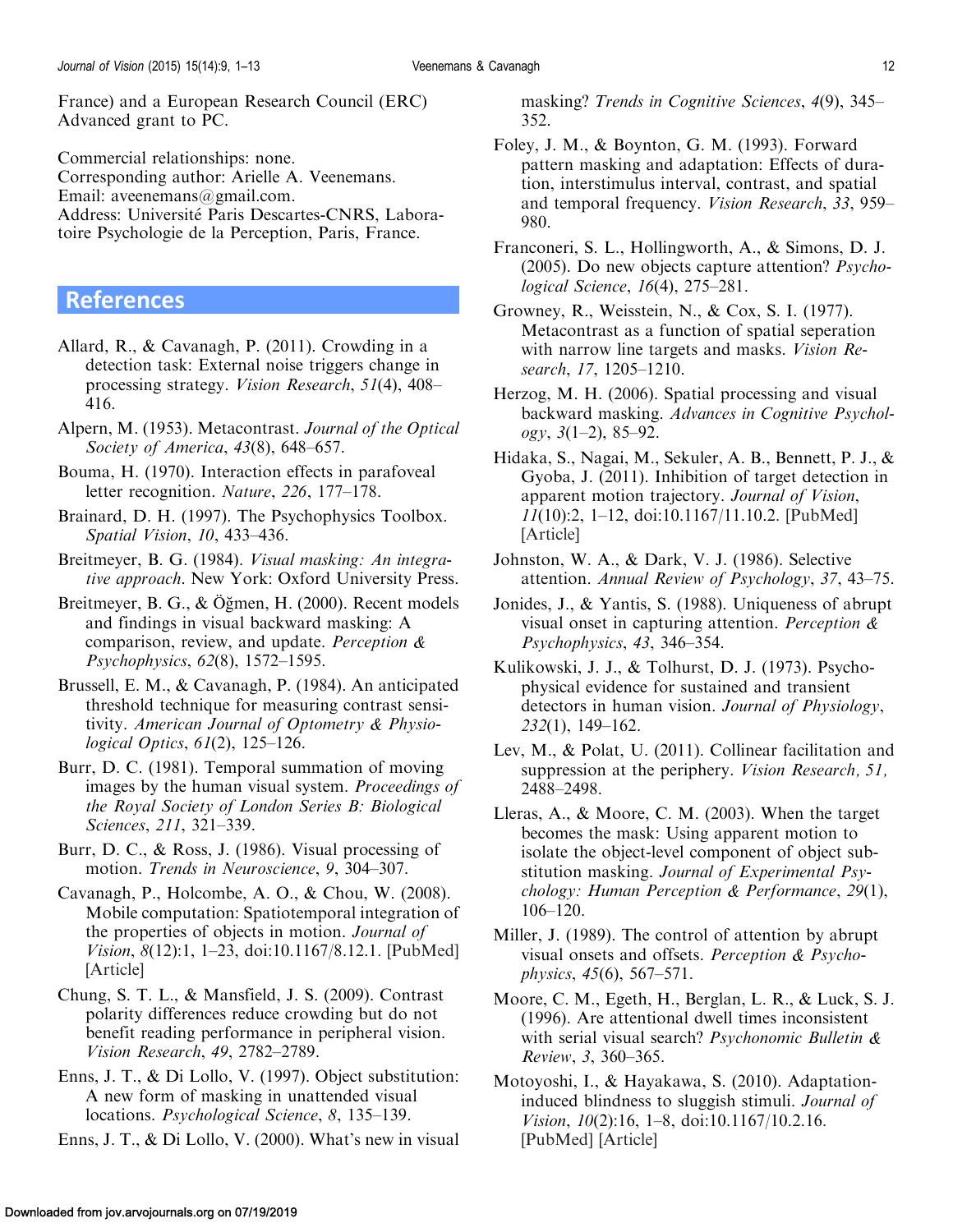France) and a European Research Council (ERC) Advanced grant to PC.

Commercial relationships: none.
Corresponding author: Arielle A. Veenemans.
Email: aveenemans@gmail.com.
Address: Université Paris Descartes-CNRS, Laboratoire Psychologie de la Perception, Paris, France.

## References

Allard, R., & Cavanagh, P. (2011). Crowding in a detection task: External noise triggers change in processing strategy. *Vision Research*, *51*(4), 408–416.

Alpern, M. (1953). Metacontrast. *Journal of the Optical Society of America*, *43*(8), 648–657.

Bouma, H. (1970). Interaction effects in parafoveal letter recognition. *Nature*, *226*, 177–178.

Brainard, D. H. (1997). The Psychophysics Toolbox. *Spatial Vision*, *10*, 433–436.

Breitmeyer, B. G. (1984). *Visual masking: An integrative approach*. New York: Oxford University Press.

Breitmeyer, B. G., & Öğmen, H. (2000). Recent models and findings in visual backward masking: A comparison, review, and update. *Perception & Psychophysics*, *62*(8), 1572–1595.

Brussell, E. M., & Cavanagh, P. (1984). An anticipated threshold technique for measuring contrast sensitivity. *American Journal of Optometry & Physiological Optics*, *61*(2), 125–126.

Burr, D. C. (1981). Temporal summation of moving images by the human visual system. *Proceedings of the Royal Society of London Series B: Biological Sciences*, *211*, 321–339.

Burr, D. C., & Ross, J. (1986). Visual processing of motion. *Trends in Neuroscience*, *9*, 304–307.

Cavanagh, P., Holcombe, A. O., & Chou, W. (2008). Mobile computation: Spatiotemporal integration of the properties of objects in motion. *Journal of Vision*, *8*(12):1, 1–23, doi:10.1167/8.12.1. [PubMed] [Article]

Chung, S. T. L., & Mansfield, J. S. (2009). Contrast polarity differences reduce crowding but do not benefit reading performance in peripheral vision. *Vision Research*, *49*, 2782–2789.

Enns, J. T., & Di Lollo, V. (1997). Object substitution: A new form of masking in unattended visual locations. *Psychological Science*, *8*, 135–139.

Enns, J. T., & Di Lollo, V. (2000). What's new in visual masking? *Trends in Cognitive Sciences*, *4*(9), 345–352.

Foley, J. M., & Boynton, G. M. (1993). Forward pattern masking and adaptation: Effects of duration, interstimulus interval, contrast, and spatial and temporal frequency. *Vision Research*, *33*, 959–980.

Franconeri, S. L., Hollingworth, A., & Simons, D. J. (2005). Do new objects capture attention? *Psychological Science*, *16*(4), 275–281.

Growney, R., Weisstein, N., & Cox, S. I. (1977). Metacontrast as a function of spatial seperation with narrow line targets and masks. *Vision Research*, *17*, 1205–1210.

Herzog, M. H. (2006). Spatial processing and visual backward masking. *Advances in Cognitive Psychology*, *3*(1–2), 85–92.

Hidaka, S., Nagai, M., Sekuler, A. B., Bennett, P. J., & Gyoba, J. (2011). Inhibition of target detection in apparent motion trajectory. *Journal of Vision*, *11*(10):2, 1–12, doi:10.1167/11.10.2. [PubMed] [Article]

Johnston, W. A., & Dark, V. J. (1986). Selective attention. *Annual Review of Psychology*, *37*, 43–75.

Jonides, J., & Yantis, S. (1988). Uniqueness of abrupt visual onset in capturing attention. *Perception & Psychophysics*, *43*, 346–354.

Kulikowski, J. J., & Tolhurst, D. J. (1973). Psychophysical evidence for sustained and transient detectors in human vision. *Journal of Physiology*, *232*(1), 149–162.

Lev, M., & Polat, U. (2011). Collinear facilitation and suppression at the periphery. *Vision Research, 51,* 2488–2498.

Lleras, A., & Moore, C. M. (2003). When the target becomes the mask: Using apparent motion to isolate the object-level component of object substitution masking. *Journal of Experimental Psychology: Human Perception & Performance*, *29*(1), 106–120.

Miller, J. (1989). The control of attention by abrupt visual onsets and offsets. *Perception & Psychophysics*, *45*(6), 567–571.

Moore, C. M., Egeth, H., Berglan, L. R., & Luck, S. J. (1996). Are attentional dwell times inconsistent with serial visual search? *Psychonomic Bulletin & Review*, *3*, 360–365.

Motoyoshi, I., & Hayakawa, S. (2010). Adaptation-induced blindness to sluggish stimuli. *Journal of Vision*, *10*(2):16, 1–8, doi:10.1167/10.2.16. [PubMed] [Article]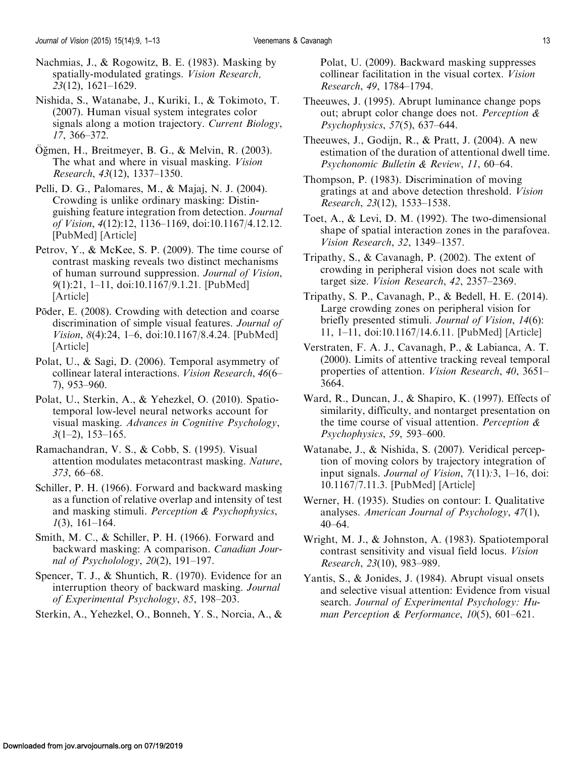Nachmias, J., & Rogowitz, B. E. (1983). Masking by spatially-modulated gratings. *Vision Research, 23*(12), 1621–1629.

Nishida, S., Watanabe, J., Kuriki, I., & Tokimoto, T. (2007). Human visual system integrates color signals along a motion trajectory. *Current Biology*, *17*, 366–372.

Öğmen, H., Breitmeyer, B. G., & Melvin, R. (2003). The what and where in visual masking. *Vision Research*, *43*(12), 1337–1350.

Pelli, D. G., Palomares, M., & Majaj, N. J. (2004). Crowding is unlike ordinary masking: Distinguishing feature integration from detection. *Journal of Vision*, *4*(12):12, 1136–1169, doi:10.1167/4.12.12. [PubMed] [Article]

Petrov, Y., & McKee, S. P. (2009). The time course of contrast masking reveals two distinct mechanisms of human surround suppression. *Journal of Vision*, *9*(1):21, 1–11, doi:10.1167/9.1.21. [PubMed] [Article]

Põder, E. (2008). Crowding with detection and coarse discrimination of simple visual features. *Journal of Vision*, *8*(4):24, 1–6, doi:10.1167/8.4.24. [PubMed] [Article]

Polat, U., & Sagi, D. (2006). Temporal asymmetry of collinear lateral interactions. *Vision Research*, *46*(6–7), 953–960.

Polat, U., Sterkin, A., & Yehezkel, O. (2010). Spatio-temporal low-level neural networks account for visual masking. *Advances in Cognitive Psychology*, *3*(1–2), 153–165.

Ramachandran, V. S., & Cobb, S. (1995). Visual attention modulates metacontrast masking. *Nature*, *373*, 66–68.

Schiller, P. H. (1966). Forward and backward masking as a function of relative overlap and intensity of test and masking stimuli. *Perception & Psychophysics*, *1*(3), 161–164.

Smith, M. C., & Schiller, P. H. (1966). Forward and backward masking: A comparison. *Canadian Journal of Psycholology*, *20*(2), 191–197.

Spencer, T. J., & Shuntich, R. (1970). Evidence for an interruption theory of backward masking. *Journal of Experimental Psychology*, *85*, 198–203.

Sterkin, A., Yehezkel, O., Bonneh, Y. S., Norcia, A., & Polat, U. (2009). Backward masking suppresses collinear facilitation in the visual cortex. *Vision Research*, *49*, 1784–1794.

Theeuwes, J. (1995). Abrupt luminance change pops out; abrupt color change does not. *Perception & Psychophysics*, *57*(5), 637–644.

Theeuwes, J., Godijn, R., & Pratt, J. (2004). A new estimation of the duration of attentional dwell time. *Psychonomic Bulletin & Review*, *11*, 60–64.

Thompson, P. (1983). Discrimination of moving gratings at and above detection threshold. *Vision Research*, *23*(12), 1533–1538.

Toet, A., & Levi, D. M. (1992). The two-dimensional shape of spatial interaction zones in the parafovea. *Vision Research*, *32*, 1349–1357.

Tripathy, S., & Cavanagh, P. (2002). The extent of crowding in peripheral vision does not scale with target size. *Vision Research*, *42*, 2357–2369.

Tripathy, S. P., Cavanagh, P., & Bedell, H. E. (2014). Large crowding zones on peripheral vision for briefly presented stimuli. *Journal of Vision*, *14*(6): 11, 1–11, doi:10.1167/14.6.11. [PubMed] [Article]

Verstraten, F. A. J., Cavanagh, P., & Labianca, A. T. (2000). Limits of attentive tracking reveal temporal properties of attention. *Vision Research*, *40*, 3651–3664.

Ward, R., Duncan, J., & Shapiro, K. (1997). Effects of similarity, difficulty, and nontarget presentation on the time course of visual attention. *Perception & Psychophysics*, *59*, 593–600.

Watanabe, J., & Nishida, S. (2007). Veridical perception of moving colors by trajectory integration of input signals. *Journal of Vision*, *7*(11):3, 1–16, doi: 10.1167/7.11.3. [PubMed] [Article]

Werner, H. (1935). Studies on contour: I. Qualitative analyses. *American Journal of Psychology*, *47*(1), 40–64.

Wright, M. J., & Johnston, A. (1983). Spatiotemporal contrast sensitivity and visual field locus. *Vision Research*, *23*(10), 983–989.

Yantis, S., & Jonides, J. (1984). Abrupt visual onsets and selective visual attention: Evidence from visual search. *Journal of Experimental Psychology: Human Perception & Performance*, *10*(5), 601–621.